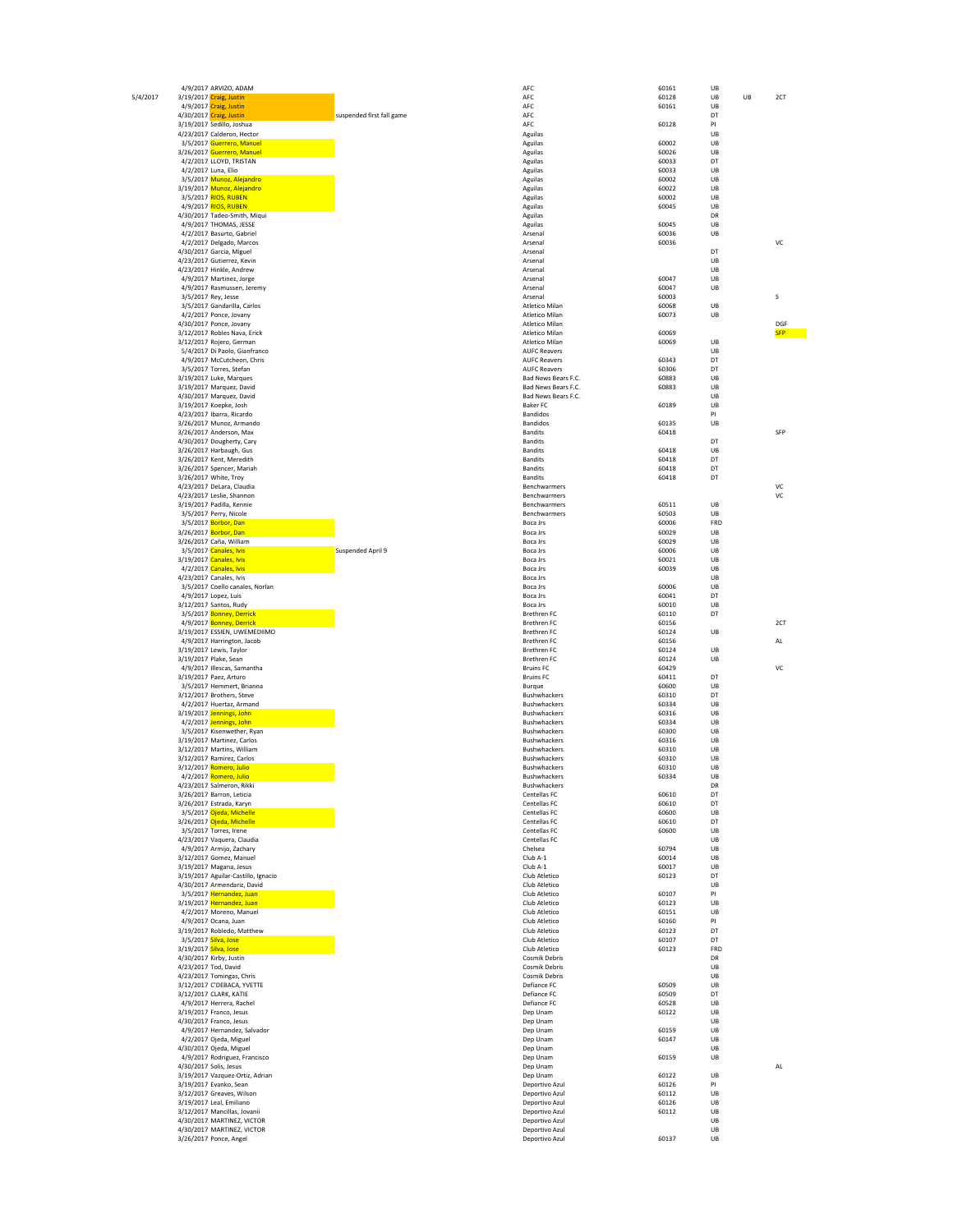| | | | | | | | | |
|---|---|---|---|---|---|---|---|---|
| | 4/9/2017 | ARVIZO, ADAM | | AFC | 60161 | UB | | |
| 5/4/2017 | 3/19/2017 | Craig, Justin | | AFC | 60128 | UB | UB | 2CT |
| | 4/9/2017 | Craig, Justin | | AFC | 60161 | UB | | |
| | 4/30/2017 | Craig, Justin | suspended first fall game | AFC | | DT | | |
| | 3/19/2017 | Sedillo, Joshua | | AFC | 60128 | PI | | |
| | 4/23/2017 | Calderon, Hector | | Aguilas | | UB | | |
| | 3/5/2017 | Guerrero, Manuel | | Aguilas | 60002 | UB | | |
| | 3/26/2017 | Guerrero, Manuel | | Aguilas | 60026 | UB | | |
| | 4/2/2017 | LLOYD, TRISTAN | | Aguilas | 60033 | DT | | |
| | 4/2/2017 | Luna, Elio | | Aguilas | 60033 | UB | | |
| | 3/5/2017 | Munoz, Alejandro | | Aguilas | 60002 | UB | | |
| | 3/19/2017 | Munoz, Alejandro | | Aguilas | 60022 | UB | | |
| | 3/5/2017 | RIOS, RUBEN | | Aguilas | 60002 | UB | | |
| | 4/9/2017 | RIOS, RUBEN | | Aguilas | 60045 | UB | | |
| | 4/30/2017 | Tadeo-Smith, Miqui | | Aguilas | | DR | | |
| | 4/9/2017 | THOMAS, JESSE | | Aguilas | 60045 | UB | | |
| | 4/2/2017 | Basurto, Gabriel | | Arsenal | 60036 | UB | | |
| | 4/2/2017 | Delgado, Marcos | | Arsenal | 60036 | | | VC |
| | 4/30/2017 | Garcia, Miguel | | Arsenal | | DT | | |
| | 4/23/2017 | Gutierrez, Kevin | | Arsenal | | UB | | |
| | 4/23/2017 | Hinkle, Andrew | | Arsenal | | UB | | |
| | 4/9/2017 | Martinez, Jorge | | Arsenal | 60047 | UB | | |
| | 4/9/2017 | Rasmussen, Jeremy | | Arsenal | 60047 | UB | | |
| | 3/5/2017 | Rey, Jesse | | Arsenal | 60003 | | | S |
| | 3/5/2017 | Gandarilla, Carlos | | Atletico Milan | 60068 | UB | | |
| | 4/2/2017 | Ponce, Jovany | | Atletico Milan | 60073 | UB | | |
| | 4/30/2017 | Ponce, Jovany | | Atletico Milan | | | | DGF |
| | 3/12/2017 | Robles Nava, Erick | | Atletico Milan | 60069 | | | SFP |
| | 3/12/2017 | Rojero, German | | Atletico Milan | 60069 | UB | | |
| | 5/4/2017 | Di Paolo, Gianfranco | | AUFC Reavers | | UB | | |
| | 4/9/2017 | McCutcheon, Chris | | AUFC Reavers | 60343 | DT | | |
| | 3/5/2017 | Torres, Stefan | | AUFC Reavers | 60306 | DT | | |
| | 3/19/2017 | Luke, Marques | | Bad News Bears F.C. | 60883 | UB | | |
| | 3/19/2017 | Marquez, David | | Bad News Bears F.C. | 60883 | UB | | |
| | 4/30/2017 | Marquez, David | | Bad News Bears F.C. | | UB | | |
| | 3/19/2017 | Koepke, Josh | | Baker FC | 60189 | UB | | |
| | 4/23/2017 | Ibarra, Ricardo | | Bandidos | | PI | | |
| | 3/26/2017 | Munoz, Armando | | Bandidos | 60135 | UB | | |
| | 3/26/2017 | Anderson, Max | | Bandits | 60418 | | | SFP |
| | 4/30/2017 | Dougherty, Cary | | Bandits | | DT | | |
| | 3/26/2017 | Harbaugh, Gus | | Bandits | 60418 | UB | | |
| | 3/26/2017 | Kent, Meredith | | Bandits | 60418 | DT | | |
| | 3/26/2017 | Spencer, Mariah | | Bandits | 60418 | DT | | |
| | 3/26/2017 | White, Troy | | Bandits | 60418 | DT | | |
| | 4/23/2017 | DeLara, Claudia | | Benchwarmers | | | | VC |
| | 4/23/2017 | Leslie, Shannon | | Benchwarmers | | | | VC |
| | 3/19/2017 | Padilla, Kennie | | Benchwarmers | 60511 | UB | | |
| | 3/5/2017 | Perry, Nicole | | Benchwarmers | 60503 | UB | | |
| | 3/5/2017 | Borbor, Dan | | Boca Jrs | 60006 | FRD | | |
| | 3/26/2017 | Borbor, Dan | | Boca Jrs | 60029 | UB | | |
| | 3/26/2017 | Caña, William | | Boca Jrs | 60029 | UB | | |
| | 3/5/2017 | Canales, Ivis | Suspended April 9 | Boca Jrs | 60006 | UB | | |
| | 3/19/2017 | Canales, Ivis | | Boca Jrs | 60021 | UB | | |
| | 4/2/2017 | Canales, Ivis | | Boca Jrs | 60039 | UB | | |
| | 4/23/2017 | Canales, Ivis | | Boca Jrs | | UB | | |
| | 3/5/2017 | Coello canales, Norlan | | Boca Jrs | 60006 | UB | | |
| | 4/9/2017 | Lopez, Luis | | Boca Jrs | 60041 | DT | | |
| | 3/12/2017 | Santos, Rudy | | Boca Jrs | 60010 | UB | | |
| | 3/5/2017 | Bonney, Derrick | | Brethren FC | 60110 | DT | | |
| | 4/9/2017 | Bonney, Derrick | | Brethren FC | 60156 | | | 2CT |
| | 3/19/2017 | ESSIEN, UWEMEDIIMO | | Brethren FC | 60124 | UB | | |
| | 4/9/2017 | Harrington, Jacob | | Brethren FC | 60156 | | | AL |
| | 3/19/2017 | Lewis, Taylor | | Brethren FC | 60124 | UB | | |
| | 3/19/2017 | Plake, Sean | | Brethren FC | 60124 | UB | | |
| | 4/9/2017 | Illescas, Samantha | | Bruins FC | 60429 | | | VC |
| | 3/19/2017 | Paez, Arturo | | Bruins FC | 60411 | DT | | |
| | 3/5/2017 | Hemmert, Brianna | | Burque | 60600 | UB | | |
| | 3/12/2017 | Brothers, Steve | | Bushwhackers | 60310 | DT | | |
| | 4/2/2017 | Huertaz, Armand | | Bushwhackers | 60334 | UB | | |
| | 3/19/2017 | Jennings, John | | Bushwhackers | 60316 | UB | | |
| | 4/2/2017 | Jennings, John | | Bushwhackers | 60334 | UB | | |
| | 3/5/2017 | Kisenwether, Ryan | | Bushwhackers | 60300 | UB | | |
| | 3/19/2017 | Martinez, Carlos | | Bushwhackers | 60316 | UB | | |
| | 3/12/2017 | Martins, William | | Bushwhackers | 60310 | UB | | |
| | 3/12/2017 | Ramirez, Carlos | | Bushwhackers | 60310 | UB | | |
| | 3/12/2017 | Romero, Julio | | Bushwhackers | 60310 | UB | | |
| | 4/2/2017 | Romero, Julio | | Bushwhackers | 60334 | UB | | |
| | 4/23/2017 | Salmeron, Rikki | | Bushwhackers | | DR | | |
| | 3/26/2017 | Barron, Leticia | | Centellas FC | 60610 | DT | | |
| | 3/26/2017 | Estrada, Karyn | | Centellas FC | 60610 | DT | | |
| | 3/5/2017 | Ojeda, Michelle | | Centellas FC | 60600 | UB | | |
| | 3/26/2017 | Ojeda, Michelle | | Centellas FC | 60610 | DT | | |
| | 3/5/2017 | Torres, Irene | | Centellas FC | 60600 | UB | | |
| | 4/23/2017 | Vaquera, Claudia | | Centellas FC | | UB | | |
| | 4/9/2017 | Armijo, Zachary | | Chelsea | 60794 | UB | | |
| | 3/12/2017 | Gomez, Manuel | | Club A-1 | 60014 | UB | | |
| | 3/19/2017 | Magana, Jesus | | Club A-1 | 60017 | UB | | |
| | 3/19/2017 | Aguilar-Castillo, Ignacio | | Club Atletico | 60123 | DT | | |
| | 4/30/2017 | Armendariz, David | | Club Atletico | | UB | | |
| | 3/5/2017 | Hernandez, Juan | | Club Atletico | 60107 | PI | | |
| | 3/19/2017 | Hernandez, Juan | | Club Atletico | 60123 | UB | | |
| | 4/2/2017 | Moreno, Manuel | | Club Atletico | 60151 | UB | | |
| | 4/9/2017 | Ocana, Juan | | Club Atletico | 60160 | PI | | |
| | 3/19/2017 | Robledo, Matthew | | Club Atletico | 60123 | DT | | |
| | 3/5/2017 | Silva, Jose | | Club Atletico | 60107 | DT | | |
| | 3/19/2017 | Silva, Jose | | Club Atletico | 60123 | FRD | | |
| | 4/30/2017 | Kirby, Justin | | Cosmik Debris | | DR | | |
| | 4/23/2017 | Tod, David | | Cosmik Debris | | UB | | |
| | 4/23/2017 | Tomingas, Chris | | Cosmik Debris | | UB | | |
| | 3/12/2017 | C'DEBACA, YVETTE | | Defiance FC | 60509 | UB | | |
| | 3/12/2017 | CLARK, KATIE | | Defiance FC | 60509 | DT | | |
| | 4/9/2017 | Herrera, Rachel | | Defiance FC | 60528 | UB | | |
| | 3/19/2017 | Franco, Jesus | | Dep Unam | 60122 | UB | | |
| | 4/30/2017 | Franco, Jesus | | Dep Unam | | UB | | |
| | 4/9/2017 | Hernandez, Salvador | | Dep Unam | 60159 | UB | | |
| | 4/2/2017 | Ojeda, Miguel | | Dep Unam | 60147 | UB | | |
| | 4/30/2017 | Ojeda, Miguel | | Dep Unam | | UB | | |
| | 4/9/2017 | Rodriguez, Francisco | | Dep Unam | 60159 | UB | | |
| | 4/30/2017 | Solis, Jesus | | Dep Unam | | | | AL |
| | 3/19/2017 | Vazquez-Ortiz, Adrian | | Dep Unam | 60122 | UB | | |
| | 3/19/2017 | Evanko, Sean | | Deportivo Azul | 60126 | PI | | |
| | 3/12/2017 | Greaves, Wilson | | Deportivo Azul | 60112 | UB | | |
| | 3/19/2017 | Leal, Emiliano | | Deportivo Azul | 60126 | UB | | |
| | 3/12/2017 | Mancillas, Jovanii | | Deportivo Azul | 60112 | UB | | |
| | 4/30/2017 | MARTINEZ, VICTOR | | Deportivo Azul | | UB | | |
| | 4/30/2017 | MARTINEZ, VICTOR | | Deportivo Azul | | UB | | |
| | 3/26/2017 | Ponce, Angel | | Deportivo Azul | 60137 | UB | | |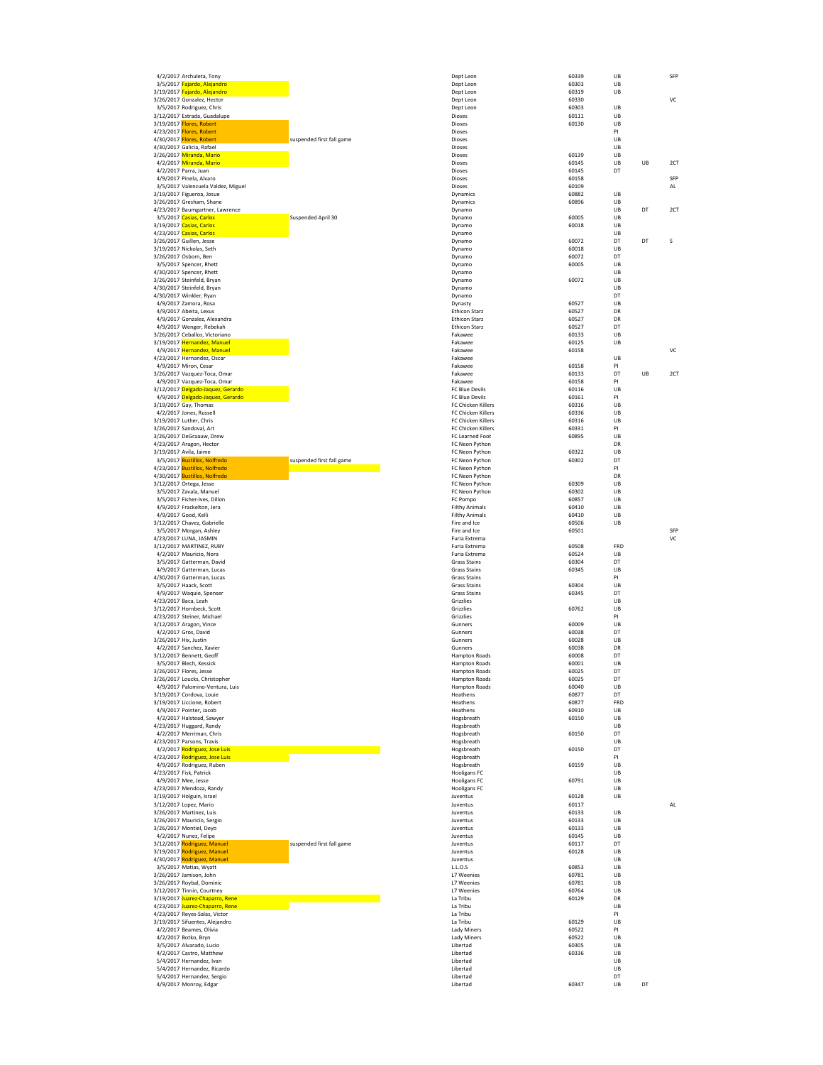| Date | Name | Note | Team | Code | Col1 | Col2 | Col3 |
|---|---|---|---|---|---|---|---|
| 4/2/2017 | Archuleta, Tony | | Dept Leon | 60339 | UB | | SFP |
| 3/5/2017 | Fajardo, Alejandro | | Dept Leon | 60303 | UB | | |
| 3/19/2017 | Fajardo, Alejandro | | Dept Leon | 60319 | UB | | |
| 3/26/2017 | Gonzalez, Hector | | Dept Leon | 60330 | | | VC |
| 3/5/2017 | Rodriguez, Chris | | Dept Leon | 60303 | UB | | |
| 3/12/2017 | Estrada, Guadalupe | | Dioses | 60111 | UB | | |
| 3/19/2017 | Flores, Robert | | Dioses | 60130 | UB | | |
| 4/23/2017 | Flores, Robert | | Dioses | | PI | | |
| 4/30/2017 | Flores, Robert | suspended first fall game | Dioses | | UB | | |
| 4/30/2017 | Galicia, Rafael | | Dioses | | UB | | |
| 3/26/2017 | Miranda, Mario | | Dioses | 60139 | UB | | |
| 4/2/2017 | Miranda, Mario | | Dioses | 60145 | UB | UB | 2CT |
| 4/2/2017 | Parra, Juan | | Dioses | 60145 | DT | | |
| 4/9/2017 | Pinela, Alvaro | | Dioses | 60158 | | | SFP |
| 3/5/2017 | Valenzuela Valdez, Miguel | | Dioses | 60109 | | | AL |
| 3/19/2017 | Figueroa, Josue | | Dynamics | 60882 | UB | | |
| 3/26/2017 | Gresham, Shane | | Dynamics | 60896 | UB | | |
| 4/23/2017 | Baumgartner, Lawrence | | Dynamo | | UB | DT | 2CT |
| 3/5/2017 | Casias, Carlos | Suspended April 30 | Dynamo | 60005 | UB | | |
| 3/19/2017 | Casias, Carlos | | Dynamo | 60018 | UB | | |
| 4/23/2017 | Casias, Carlos | | Dynamo | | UB | | |
| 3/26/2017 | Guillen, Jesse | | Dynamo | 60072 | DT | DT | S |
| 3/19/2017 | Nickolas, Seth | | Dynamo | 60018 | UB | | |
| 3/26/2017 | Osborn, Ben | | Dynamo | 60072 | DT | | |
| 3/5/2017 | Spencer, Rhett | | Dynamo | 60005 | UB | | |
| 4/30/2017 | Spencer, Rhett | | Dynamo | | UB | | |
| 3/26/2017 | Steinfeld, Bryan | | Dynamo | 60072 | UB | | |
| 4/30/2017 | Steinfeld, Bryan | | Dynamo | | UB | | |
| 4/30/2017 | Winkler, Ryan | | Dynamo | | DT | | |
| 4/9/2017 | Zamora, Rosa | | Dynasty | 60527 | UB | | |
| 4/9/2017 | Abeita, Lexus | | Ethicon Starz | 60527 | DR | | |
| 4/9/2017 | Gonzalez, Alexandra | | Ethicon Starz | 60527 | DR | | |
| 4/9/2017 | Wenger, Rebekah | | Ethicon Starz | 60527 | DT | | |
| 3/26/2017 | Ceballos, Victoriano | | Fakawee | 60133 | UB | | |
| 3/19/2017 | Hernandez, Manuel | | Fakawee | 60125 | UB | | |
| 4/9/2017 | Hernandez, Manuel | | Fakawee | 60158 | | | VC |
| 4/23/2017 | Hernandez, Oscar | | Fakawee | | UB | | |
| 4/9/2017 | Miron, Cesar | | Fakawee | 60158 | PI | | |
| 3/26/2017 | Vazquez-Toca, Omar | | Fakawee | 60133 | DT | UB | 2CT |
| 4/9/2017 | Vazquez-Toca, Omar | | Fakawee | 60158 | PI | | |
| 3/12/2017 | Delgado-Jaquez, Gerardo | | FC Blue Devils | 60116 | UB | | |
| 4/9/2017 | Delgado-Jaquez, Gerardo | | FC Blue Devils | 60161 | PI | | |
| 3/19/2017 | Gay, Thomas | | FC Chicken Killers | 60316 | UB | | |
| 4/2/2017 | Jones, Russell | | FC Chicken Killers | 60336 | UB | | |
| 3/19/2017 | Luther, Chris | | FC Chicken Killers | 60316 | UB | | |
| 3/26/2017 | Sandoval, Art | | FC Chicken Killers | 60331 | PI | | |
| 3/26/2017 | DeGraauw, Drew | | FC Learned Foot | 60895 | UB | | |
| 4/23/2017 | Aragon, Hector | | FC Neon Python | | DR | | |
| 3/19/2017 | Avila, Jaime | | FC Neon Python | 60322 | UB | | |
| 3/5/2017 | Bustillos, Nolfredo | suspended first fall game | FC Neon Python | 60302 | DT | | |
| 4/23/2017 | Bustillos, Nolfredo | | FC Neon Python | | PI | | |
| 4/30/2017 | Bustillos, Nolfredo | | FC Neon Python | | DR | | |
| 3/12/2017 | Ortega, Jesse | | FC Neon Python | 60309 | UB | | |
| 3/5/2017 | Zavala, Manuel | | FC Neon Python | 60302 | UB | | |
| 3/5/2017 | Fisher-Ives, Dillon | | FC Pompo | 60857 | UB | | |
| 4/9/2017 | Frackelton, Jera | | Filthy Animals | 60410 | UB | | |
| 4/9/2017 | Good, Kelli | | Filthy Animals | 60410 | UB | | |
| 3/12/2017 | Chavez, Gabrielle | | Fire and Ice | 60506 | UB | | |
| 3/5/2017 | Morgan, Ashley | | Fire and Ice | 60501 | | | SFP |
| 4/23/2017 | LUNA, JASMIN | | Furia Extrema | | | | VC |
| 3/12/2017 | MARTINEZ, RUBY | | Furia Extrema | 60508 | FRD | | |
| 4/2/2017 | Mauricio, Nora | | Furia Extrema | 60524 | UB | | |
| 3/5/2017 | Gatterman, David | | Grass Stains | 60304 | DT | | |
| 4/9/2017 | Gatterman, Lucas | | Grass Stains | 60345 | UB | | |
| 4/30/2017 | Gatterman, Lucas | | Grass Stains | | PI | | |
| 3/5/2017 | Haack, Scott | | Grass Stains | 60304 | UB | | |
| 4/9/2017 | Waquie, Spenser | | Grass Stains | 60345 | DT | | |
| 4/23/2017 | Baca, Leah | | Grizzlies | | UB | | |
| 3/12/2017 | Hornbeck, Scott | | Grizzlies | 60762 | UB | | |
| 4/23/2017 | Steiner, Michael | | Grizzlies | | PI | | |
| 3/12/2017 | Aragon, Vince | | Gunners | 60009 | UB | | |
| 4/2/2017 | Gros, David | | Gunners | 60038 | DT | | |
| 3/26/2017 | Hix, Justin | | Gunners | 60028 | UB | | |
| 4/2/2017 | Sanchez, Xavier | | Gunners | 60038 | DR | | |
| 3/12/2017 | Bennett, Geoff | | Hampton Roads | 60008 | DT | | |
| 3/5/2017 | Blech, Kessick | | Hampton Roads | 60001 | UB | | |
| 3/26/2017 | Flores, Jesse | | Hampton Roads | 60025 | DT | | |
| 3/26/2017 | Loucks, Christopher | | Hampton Roads | 60025 | DT | | |
| 4/9/2017 | Palomino-Ventura, Luis | | Hampton Roads | 60040 | UB | | |
| 3/19/2017 | Cordova, Louie | | Heathens | 60877 | DT | | |
| 3/19/2017 | Liccione, Robert | | Heathens | 60877 | FRD | | |
| 4/9/2017 | Pointer, Jacob | | Heathens | 60910 | UB | | |
| 4/2/2017 | Halstead, Sawyer | | Hogsbreath | 60150 | UB | | |
| 4/23/2017 | Huggard, Randy | | Hogsbreath | | UB | | |
| 4/2/2017 | Merriman, Chris | | Hogsbreath | 60150 | DT | | |
| 4/23/2017 | Parsons, Travis | | Hogsbreath | | UB | | |
| 4/2/2017 | Rodriguez, Jose Luis | | Hogsbreath | 60150 | DT | | |
| 4/23/2017 | Rodriguez, Jose Luis | | Hogsbreath | | PI | | |
| 4/9/2017 | Rodriguez, Ruben | | Hogsbreath | 60159 | UB | | |
| 4/23/2017 | Fisk, Patrick | | Hooligans FC | | UB | | |
| 4/9/2017 | Mee, Jesse | | Hooligans FC | 60791 | UB | | |
| 4/23/2017 | Mendoza, Randy | | Hooligans FC | | UB | | |
| 3/19/2017 | Holguin, Israel | | Juventus | 60128 | UB | | |
| 3/12/2017 | Lopez, Mario | | Juventus | 60117 | | | AL |
| 3/26/2017 | Martinez, Luis | | Juventus | 60133 | UB | | |
| 3/26/2017 | Mauricio, Sergio | | Juventus | 60133 | UB | | |
| 3/26/2017 | Montiel, Deyo | | Juventus | 60133 | UB | | |
| 4/2/2017 | Nunez, Felipe | | Juventus | 60145 | UB | | |
| 3/12/2017 | Rodriguez, Manuel | suspended first fall game | Juventus | 60117 | DT | | |
| 3/19/2017 | Rodriguez, Manuel | | Juventus | 60128 | UB | | |
| 4/30/2017 | Rodriguez, Manuel | | Juventus | | UB | | |
| 3/5/2017 | Matias, Wyatt | | L.L.O.S | 60853 | UB | | |
| 3/26/2017 | Jamison, John | | L7 Weenies | 60781 | UB | | |
| 3/26/2017 | Roybal, Dominic | | L7 Weenies | 60781 | UB | | |
| 3/12/2017 | Tinnin, Courtney | | L7 Weenies | 60764 | UB | | |
| 3/19/2017 | Juarez-Chaparro, Rene | | La Tribu | 60129 | DR | | |
| 4/23/2017 | Juarez-Chaparro, Rene | | La Tribu | | UB | | |
| 4/23/2017 | Reyes-Salas, Victor | | La Tribu | | PI | | |
| 3/19/2017 | Sifuentes, Alejandro | | La Tribu | 60129 | UB | | |
| 4/2/2017 | Beames, Olivia | | Lady Miners | 60522 | PI | | |
| 4/2/2017 | Botko, Bryn | | Lady Miners | 60522 | UB | | |
| 3/5/2017 | Alvarado, Lucio | | Libertad | 60305 | UB | | |
| 4/2/2017 | Castro, Matthew | | Libertad | 60336 | UB | | |
| 5/4/2017 | Hernandez, Ivan | | Libertad | | UB | | |
| 5/4/2017 | Hernandez, Ricardo | | Libertad | | UB | | |
| 5/4/2017 | Hernandez, Sergio | | Libertad | | DT | | |
| 4/9/2017 | Monroy, Edgar | | Libertad | 60347 | UB | DT | |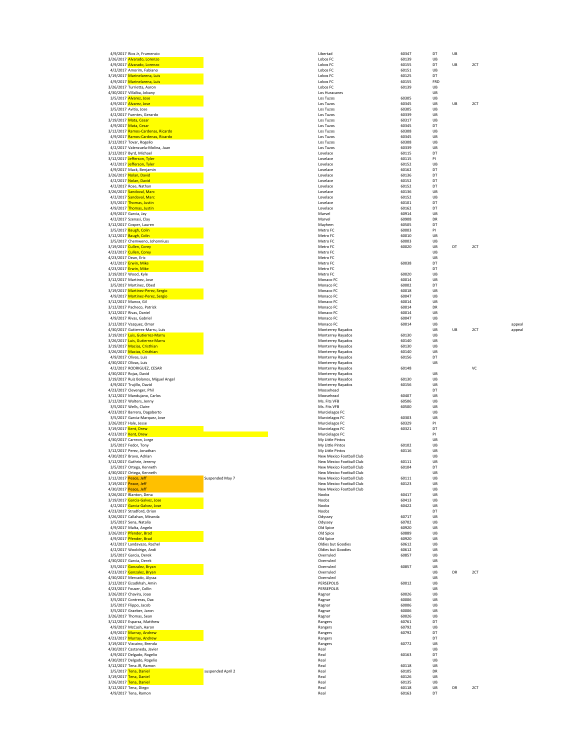| Date | Name | Note | Team | Game | Card | Card 2 | Type | Appeal |
|---|---|---|---|---|---|---|---|---|
| 4/9/2017 | Rios Jr, Frumencio | | Libertad | 60347 | DT | UB | | |
| 3/26/2017 | Alvarado, Lorenzo | | Lobos FC | 60139 | UB | | | |
| 4/9/2017 | Alvarado, Lorenzo | | Lobos FC | 60155 | DT | UB | 2CT | |
| 4/2/2017 | Amorim, Fabiano | | Lobos FC | 60151 | UB | | | |
| 3/19/2017 | Marinelarena, Luis | | Lobos FC | 60125 | DT | | | |
| 4/9/2017 | Marinelarena, Luis | | Lobos FC | 60155 | FRD | | | |
| 3/26/2017 | Turrietta, Aaron | | Lobos FC | 60139 | UB | | | |
| 4/30/2017 | Villalba, Jobany | | Los Huracanes | | UB | | | |
| 3/5/2017 | Alvarez, Jose | | Los Tuzos | 60305 | UB | | | |
| 4/9/2017 | Alvarez, Jose | | Los Tuzos | 60345 | UB | UB | 2CT | |
| 3/5/2017 | Avitia, Jose | | Los Tuzos | 60305 | UB | | | |
| 4/2/2017 | Fuentes, Gerardo | | Los Tuzos | 60339 | UB | | | |
| 3/19/2017 | Mata, Cesar | | Los Tuzos | 60317 | UB | | | |
| 4/9/2017 | Mata, Cesar | | Los Tuzos | 60345 | DT | | | |
| 3/12/2017 | Ramos-Cardenas, Ricardo | | Los Tuzos | 60308 | UB | | | |
| 4/9/2017 | Ramos-Cardenas, Ricardo | | Los Tuzos | 60345 | UB | | | |
| 3/12/2017 | Tovar, Rogelio | | Los Tuzos | 60308 | UB | | | |
| 4/2/2017 | Valenzuela-Molina, Juan | | Los Tuzos | 60339 | UB | | | |
| 3/12/2017 | Byrd, Michael | | Lovelace | 60115 | DT | | | |
| 3/12/2017 | Jefferson, Tyler | | Lovelace | 60115 | PI | | | |
| 4/2/2017 | Jefferson, Tyler | | Lovelace | 60152 | UB | | | |
| 4/9/2017 | Mack, Benjamin | | Lovelace | 60162 | DT | | | |
| 3/26/2017 | Nolan, David | | Lovelace | 60136 | DT | | | |
| 4/2/2017 | Nolan, David | | Lovelace | 60152 | DT | | | |
| 4/2/2017 | Rose, Nathan | | Lovelace | 60152 | DT | | | |
| 3/26/2017 | Sandoval, Marc | | Lovelace | 60136 | UB | | | |
| 4/2/2017 | Sandoval, Marc | | Lovelace | 60152 | UB | | | |
| 3/5/2017 | Thomas, Justin | | Lovelace | 60101 | DT | | | |
| 4/9/2017 | Thomas, Justin | | Lovelace | 60162 | DT | | | |
| 4/9/2017 | Garcia, Jay | | Marvel | 60914 | UB | | | |
| 4/2/2017 | Szenasi, Clay | | Marvel | 60908 | DR | | | |
| 3/12/2017 | Cosper, Lauren | | Mayhem | 60505 | DT | | | |
| 3/5/2017 | Baugh, Colin | | Metro FC | 60003 | PI | | | |
| 3/12/2017 | Baugh, Colin | | Metro FC | 60010 | UB | | | |
| 3/5/2017 | Chemweno, Johonniuss | | Metro FC | 60003 | UB | | | |
| 3/19/2017 | Cullen, Corey | | Metro FC | 60020 | UB | DT | 2CT | |
| 4/23/2017 | Cullen, Corey | | Metro FC | | UB | | | |
| 4/23/2017 | Dean, Eric | | Metro FC | | UB | | | |
| 4/2/2017 | Erwin, Mike | | Metro FC | 60038 | DT | | | |
| 4/23/2017 | Erwin, Mike | | Metro FC | | DT | | | |
| 3/19/2017 | Wood, Kyle | | Metro FC | 60020 | UB | | | |
| 3/12/2017 | Martinez, Jose | | Monaco FC | 60014 | UB | | | |
| 3/5/2017 | Martinez, Obed | | Monaco FC | 60002 | DT | | | |
| 3/19/2017 | Martinez-Perez, Sergio | | Monaco FC | 60018 | UB | | | |
| 4/9/2017 | Martinez-Perez, Sergio | | Monaco FC | 60047 | UB | | | |
| 3/12/2017 | Munoz, Gil | | Monaco FC | 60014 | UB | | | |
| 3/12/2017 | Pacheco, Patrick | | Monaco FC | 60014 | DR | | | |
| 3/12/2017 | Rivas, Daniel | | Monaco FC | 60014 | UB | | | |
| 4/9/2017 | Rivas, Gabriel | | Monaco FC | 60047 | UB | | | |
| 3/12/2017 | Vazquez, Omar | | Monaco FC | 60014 | UB | | | appeal |
| 4/30/2017 | Gutierrez-Marru, Luis | | Monterrey Rayados | | UB | UB | 2CT | appeal |
| 3/19/2017 | Luis, Gutierrez-Marru | | Monterrey Rayados | 60130 | UB | | | |
| 3/26/2017 | Luis, Gutierrez-Marru | | Monterrey Rayados | 60140 | UB | | | |
| 3/19/2017 | Macias, Cristhian | | Monterrey Rayados | 60130 | UB | | | |
| 3/26/2017 | Macias, Cristhian | | Monterrey Rayados | 60140 | UB | | | |
| 4/9/2017 | Olivas, Luis | | Monterrey Rayados | 60156 | DT | | | |
| 4/30/2017 | Olivas, Luis | | Monterrey Rayados | | UB | | | |
| 4/2/2017 | RODRIGUEZ, CESAR | | Monterrey Rayados | 60148 | | | VC | |
| 4/30/2017 | Rojas, David | | Monterrey Rayados | | UB | | | |
| 3/19/2017 | Ruiz Bolanos, Miguel Angel | | Monterrey Rayados | 60130 | UB | | | |
| 4/9/2017 | Trujillo, David | | Monterrey Rayados | 60156 | UB | | | |
| 4/23/2017 | Clevenger, Phil | | Moosehead | | DT | | | |
| 3/12/2017 | Mandujano, Carlos | | Moosehead | 60407 | UB | | | |
| 3/12/2017 | Walters, Jenny | | Ms. Fits VFB | 60506 | UB | | | |
| 3/5/2017 | Wells, Claire | | Ms. Fits VFB | 60500 | UB | | | |
| 4/23/2017 | Barrera, Dagoberto | | Murcielagos FC | | UB | | | |
| 3/5/2017 | Garcia-Marquez, Jose | | Murcielagos FC | 60303 | UB | | | |
| 3/26/2017 | Hale, Jesse | | Murcielagos FC | 60329 | PI | | | |
| 3/19/2017 | Kent, Drew | | Murcielagos FC | 60321 | DT | | | |
| 4/23/2017 | Kent, Drew | | Murcielagos FC | | PI | | | |
| 4/30/2017 | Carreon, Jorge | | My Little Pintos | | UB | | | |
| 3/5/2017 | Fedor, Tony | | My Little Pintos | 60102 | UB | | | |
| 3/12/2017 | Perez, Jonathan | | My Little Pintos | 60116 | UB | | | |
| 4/30/2017 | Bravo, Adrian | | New Mexico Football Club | | UB | | | |
| 3/12/2017 | Guthrie, Jeremy | | New Mexico Football Club | 60111 | UB | | | |
| 3/5/2017 | Ortega, Kenneth | | New Mexico Football Club | 60104 | DT | | | |
| 4/30/2017 | Ortega, Kenneth | | New Mexico Football Club | | UB | | | |
| 3/12/2017 | Peace, Jeff | Suspended May 7 | New Mexico Football Club | 60111 | UB | | | |
| 3/19/2017 | Peace, Jeff | | New Mexico Football Club | 60123 | UB | | | |
| 4/30/2017 | Peace, Jeff | | New Mexico Football Club | | UB | | | |
| 3/26/2017 | Blanton, Dena | | Noobz | 60417 | UB | | | |
| 3/19/2017 | Garcia-Galvez, Jose | | Noobz | 60413 | UB | | | |
| 4/2/2017 | Garcia-Galvez, Jose | | Noobz | 60422 | UB | | | |
| 4/23/2017 | Stradford, Orion | | Noobz | | DT | | | |
| 3/26/2017 | Callahan, Miranda | | Odyssey | 60717 | UB | | | |
| 3/5/2017 | Sena, Natalia | | Odyssey | 60702 | UB | | | |
| 4/9/2017 | Malta, Angelo | | Old Spice | 60920 | UB | | | |
| 3/26/2017 | Pfender, Brad | | Old Spice | 60889 | UB | | | |
| 4/9/2017 | Pfender, Brad | | Old Spice | 60920 | UB | | | |
| 4/2/2017 | Landavazo, Rachel | | Oldies but Goodies | 60612 | UB | | | |
| 4/2/2017 | Wooldrige, Andi | | Oldies but Goodies | 60612 | UB | | | |
| 3/5/2017 | Garcia, Derek | | Overruled | 60857 | UB | | | |
| 4/30/2017 | Garcia, Derek | | Overruled | | UB | | | |
| 3/5/2017 | Gonzalez, Bryan | | Overruled | 60857 | UB | | | |
| 4/23/2017 | Gonzalez, Bryan | | Overruled | | UB | DR | 2CT | |
| 4/30/2017 | Mercado, Alyssa | | Overruled | | UB | | | |
| 3/12/2017 | Eizadkhah, Amin | | PERSEPOLIS | 60012 | UB | | | |
| 4/23/2017 | Fouser, Collin | | PERSEPOLIS | | UB | | | |
| 3/26/2017 | Chavira, Joao | | Ragnar | 60026 | UB | | | |
| 3/5/2017 | Contreras, Dax | | Ragnar | 60006 | UB | | | |
| 3/5/2017 | Flippo, Jacob | | Ragnar | 60006 | UB | | | |
| 3/5/2017 | Graeber, Jaron | | Ragnar | 60006 | UB | | | |
| 3/26/2017 | Thomas, Sean | | Ragnar | 60026 | UB | | | |
| 3/12/2017 | Esparza, Matthew | | Rangers | 60761 | DT | | | |
| 4/9/2017 | McCash, Aaron | | Rangers | 60792 | UB | | | |
| 4/9/2017 | Murray, Andrew | | Rangers | 60792 | DT | | | |
| 4/23/2017 | Murray, Andrew | | Rangers | | DT | | | |
| 3/19/2017 | Vizcaino, Brenda | | Rangers | 60772 | UB | | | |
| 4/30/2017 | Castaneda, Javier | | Real | | UB | | | |
| 4/9/2017 | Delgado, Rogelio | | Real | 60163 | DT | | | |
| 4/30/2017 | Delgado, Rogelio | | Real | | UB | | | |
| 3/12/2017 | Tena JR, Ramon | | Real | 60118 | UB | | | |
| 3/5/2017 | Tena, Daniel | suspended April 2 | Real | 60105 | DR | | | |
| 3/19/2017 | Tena, Daniel | | Real | 60126 | UB | | | |
| 3/26/2017 | Tena, Daniel | | Real | 60135 | UB | | | |
| 3/12/2017 | Tena, Diego | | Real | 60118 | UB | DR | 2CT | |
| 4/9/2017 | Tena, Ramon | | Real | 60163 | DT | | | |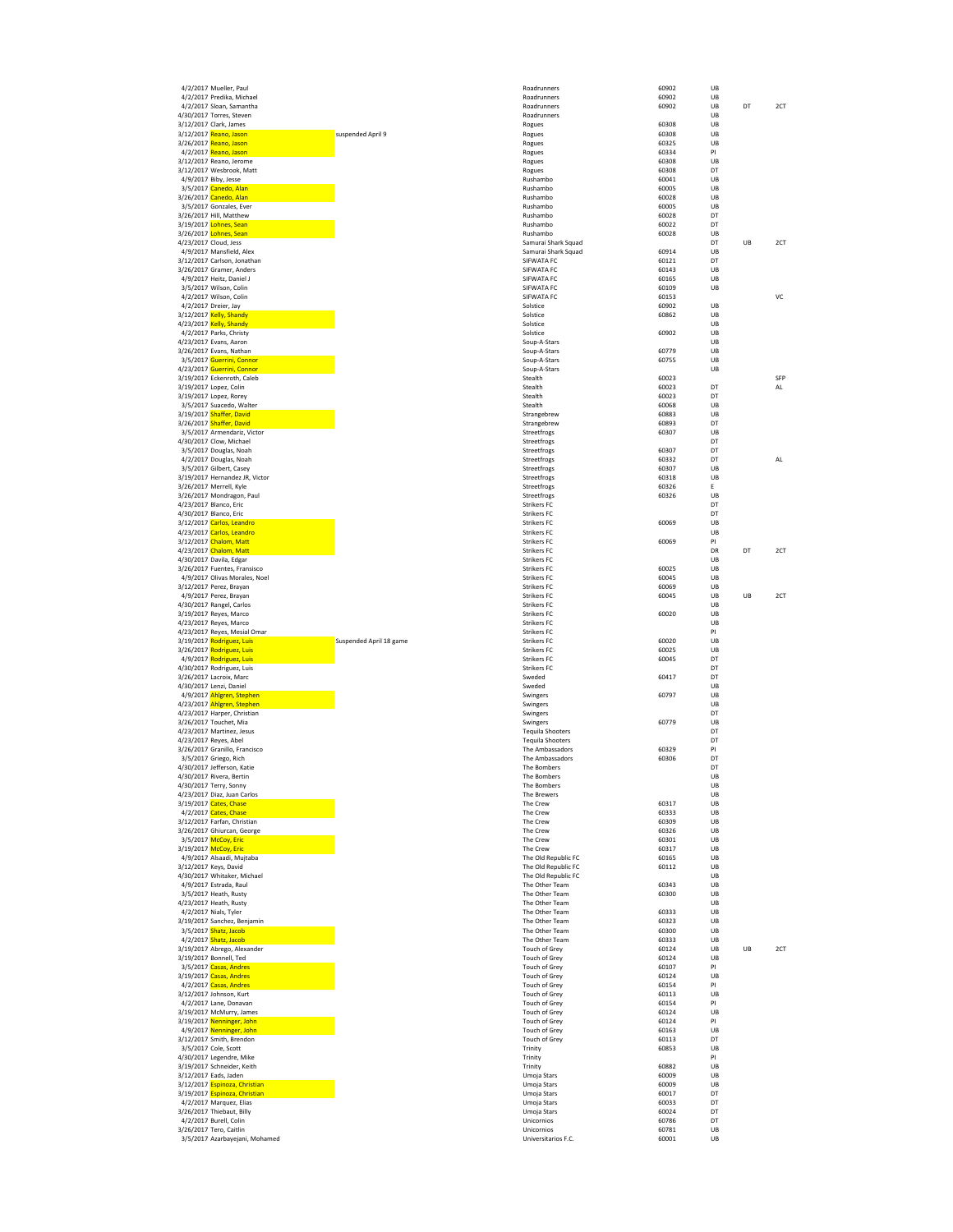| Date | Name | Note | Team | Code | Type | Type 2 | Type 3 |
|---|---|---|---|---|---|---|---|
| 4/2/2017 | Mueller, Paul | | Roadrunners | 60902 | UB | | |
| 4/2/2017 | Predika, Michael | | Roadrunners | 60902 | UB | | |
| 4/2/2017 | Sloan, Samantha | | Roadrunners | 60902 | UB | DT | 2CT |
| 4/30/2017 | Torres, Steven | | Roadrunners | | UB | | |
| 3/12/2017 | Clark, James | | Rogues | 60308 | UB | | |
| 3/12/2017 | Reano, Jason | suspended April 9 | Rogues | 60308 | UB | | |
| 3/26/2017 | Reano, Jason | | Rogues | 60325 | UB | | |
| 4/2/2017 | Reano, Jason | | Rogues | 60334 | PI | | |
| 3/12/2017 | Reano, Jerome | | Rogues | 60308 | UB | | |
| 3/12/2017 | Wesbrook, Matt | | Rogues | 60308 | DT | | |
| 4/9/2017 | Biby, Jesse | | Rushambo | 60041 | UB | | |
| 3/5/2017 | Canedo, Alan | | Rushambo | 60005 | UB | | |
| 3/26/2017 | Canedo, Alan | | Rushambo | 60028 | UB | | |
| 3/5/2017 | Gonzales, Ever | | Rushambo | 60005 | UB | | |
| 3/26/2017 | Hill, Matthew | | Rushambo | 60028 | DT | | |
| 3/19/2017 | Lohnes, Sean | | Rushambo | 60022 | DT | | |
| 3/26/2017 | Lohnes, Sean | | Rushambo | 60028 | UB | | |
| 4/23/2017 | Cloud, Jess | | Samurai Shark Squad | | DT | UB | 2CT |
| 4/9/2017 | Mansfield, Alex | | Samurai Shark Squad | 60914 | UB | | |
| 3/12/2017 | Carlson, Jonathan | | SIFWATA FC | 60121 | DT | | |
| 3/26/2017 | Gramer, Anders | | SIFWATA FC | 60143 | UB | | |
| 4/9/2017 | Heitz, Daniel J | | SIFWATA FC | 60165 | UB | | |
| 3/5/2017 | Wilson, Colin | | SIFWATA FC | 60109 | UB | | |
| 4/2/2017 | Wilson, Colin | | SIFWATA FC | 60153 | | | VC |
| 4/2/2017 | Dreier, Jay | | Solstice | 60902 | UB | | |
| 3/12/2017 | Kelly, Shandy | | Solstice | 60862 | UB | | |
| 4/23/2017 | Kelly, Shandy | | Solstice | | UB | | |
| 4/2/2017 | Parks, Christy | | Solstice | 60902 | UB | | |
| 4/23/2017 | Evans, Aaron | | Soup-A-Stars | | UB | | |
| 3/26/2017 | Evans, Nathan | | Soup-A-Stars | 60779 | UB | | |
| 3/5/2017 | Guerrini, Connor | | Soup-A-Stars | 60755 | UB | | |
| 4/23/2017 | Guerrini, Connor | | Soup-A-Stars | | UB | | |
| 3/19/2017 | Eckenroth, Caleb | | Stealth | 60023 | | | SFP |
| 3/19/2017 | Lopez, Colin | | Stealth | 60023 | DT | | AL |
| 3/19/2017 | Lopez, Rorey | | Stealth | 60023 | DT | | |
| 3/5/2017 | Suacedo, Walter | | Stealth | 60068 | UB | | |
| 3/19/2017 | Shaffer, David | | Strangebrew | 60883 | UB | | |
| 3/26/2017 | Shaffer, David | | Strangebrew | 60893 | DT | | |
| 3/5/2017 | Armendariz, Victor | | Streetfrogs | 60307 | UB | | |
| 4/30/2017 | Clow, Michael | | Streetfrogs | | DT | | |
| 3/5/2017 | Douglas, Noah | | Streetfrogs | 60307 | DT | | |
| 4/2/2017 | Douglas, Noah | | Streetfrogs | 60332 | DT | | AL |
| 3/5/2017 | Gilbert, Casey | | Streetfrogs | 60307 | UB | | |
| 3/19/2017 | Hernandez JR, Victor | | Streetfrogs | 60318 | UB | | |
| 3/26/2017 | Merrell, Kyle | | Streetfrogs | 60326 | E | | |
| 3/26/2017 | Mondragon, Paul | | Streetfrogs | 60326 | UB | | |
| 4/23/2017 | Blanco, Eric | | Strikers FC | | DT | | |
| 4/30/2017 | Blanco, Eric | | Strikers FC | | DT | | |
| 3/12/2017 | Carlos, Leandro | | Strikers FC | 60069 | UB | | |
| 4/23/2017 | Carlos, Leandro | | Strikers FC | | UB | | |
| 3/12/2017 | Chalom, Matt | | Strikers FC | 60069 | PI | | |
| 4/23/2017 | Chalom, Matt | | Strikers FC | | DR | DT | 2CT |
| 4/30/2017 | Davila, Edgar | | Strikers FC | | UB | | |
| 3/26/2017 | Fuentes, Fransisco | | Strikers FC | 60025 | UB | | |
| 4/9/2017 | Olivas Morales, Noel | | Strikers FC | 60045 | UB | | |
| 3/12/2017 | Perez, Brayan | | Strikers FC | 60069 | UB | | |
| 4/9/2017 | Perez, Brayan | | Strikers FC | 60045 | UB | UB | 2CT |
| 4/30/2017 | Rangel, Carlos | | Strikers FC | | UB | | |
| 3/19/2017 | Reyes, Marco | | Strikers FC | 60020 | UB | | |
| 4/23/2017 | Reyes, Marco | | Strikers FC | | UB | | |
| 4/23/2017 | Reyes, Mesial Omar | | Strikers FC | | PI | | |
| 3/19/2017 | Rodriguez, Luis | Suspended April 18 game | Strikers FC | 60020 | UB | | |
| 3/26/2017 | Rodriguez, Luis | | Strikers FC | 60025 | UB | | |
| 4/9/2017 | Rodriguez, Luis | | Strikers FC | 60045 | DT | | |
| 4/30/2017 | Rodriguez, Luis | | Strikers FC | | DT | | |
| 3/26/2017 | Lacroix, Marc | | Sweded | 60417 | DT | | |
| 4/30/2017 | Lenzi, Daniel | | Sweded | | UB | | |
| 4/9/2017 | Ahlgren, Stephen | | Swingers | 60797 | UB | | |
| 4/23/2017 | Ahlgren, Stephen | | Swingers | | UB | | |
| 4/23/2017 | Harper, Christian | | Swingers | | DT | | |
| 3/26/2017 | Touchet, Mia | | Swingers | 60779 | UB | | |
| 4/23/2017 | Martinez, Jesus | | Tequila Shooters | | DT | | |
| 4/23/2017 | Reyes, Abel | | Tequila Shooters | | DT | | |
| 3/26/2017 | Granillo, Francisco | | The Ambassadors | 60329 | PI | | |
| 3/5/2017 | Griego, Rich | | The Ambassadors | 60306 | DT | | |
| 4/30/2017 | Jefferson, Katie | | The Bombers | | DT | | |
| 4/30/2017 | Rivera, Bertin | | The Bombers | | UB | | |
| 4/30/2017 | Terry, Sonny | | The Bombers | | UB | | |
| 4/23/2017 | Diaz, Juan Carlos | | The Brewers | | UB | | |
| 3/19/2017 | Cates, Chase | | The Crew | 60317 | UB | | |
| 4/2/2017 | Cates, Chase | | The Crew | 60333 | UB | | |
| 3/12/2017 | Farfan, Christian | | The Crew | 60309 | UB | | |
| 3/26/2017 | Ghiurcan, George | | The Crew | 60326 | UB | | |
| 3/5/2017 | McCoy, Eric | | The Crew | 60301 | UB | | |
| 3/19/2017 | McCoy, Eric | | The Crew | 60317 | UB | | |
| 4/9/2017 | Alsaadi, Mujtaba | | The Old Republic FC | 60165 | UB | | |
| 3/12/2017 | Keys, David | | The Old Republic FC | 60112 | UB | | |
| 4/30/2017 | Whitaker, Michael | | The Old Republic FC | | UB | | |
| 4/9/2017 | Estrada, Raul | | The Other Team | 60343 | UB | | |
| 3/5/2017 | Heath, Rusty | | The Other Team | 60300 | UB | | |
| 4/23/2017 | Heath, Rusty | | The Other Team | | UB | | |
| 4/2/2017 | Nials, Tyler | | The Other Team | 60333 | UB | | |
| 3/19/2017 | Sanchez, Benjamin | | The Other Team | 60323 | UB | | |
| 3/5/2017 | Shatz, Jacob | | The Other Team | 60300 | UB | | |
| 4/2/2017 | Shatz, Jacob | | The Other Team | 60333 | UB | | |
| 3/19/2017 | Abrego, Alexander | | Touch of Grey | 60124 | UB | UB | 2CT |
| 3/19/2017 | Bonnell, Ted | | Touch of Grey | 60124 | UB | | |
| 3/5/2017 | Casas, Andres | | Touch of Grey | 60107 | PI | | |
| 3/19/2017 | Casas, Andres | | Touch of Grey | 60124 | UB | | |
| 4/2/2017 | Casas, Andres | | Touch of Grey | 60154 | PI | | |
| 3/12/2017 | Johnson, Kurt | | Touch of Grey | 60113 | UB | | |
| 4/2/2017 | Lane, Donavan | | Touch of Grey | 60154 | PI | | |
| 3/19/2017 | McMurry, James | | Touch of Grey | 60124 | UB | | |
| 3/19/2017 | Nenninger, John | | Touch of Grey | 60124 | PI | | |
| 4/9/2017 | Nenninger, John | | Touch of Grey | 60163 | UB | | |
| 3/12/2017 | Smith, Brendon | | Touch of Grey | 60113 | DT | | |
| 3/5/2017 | Cole, Scott | | Trinity | 60853 | UB | | |
| 4/30/2017 | Legendre, Mike | | Trinity | | PI | | |
| 3/19/2017 | Schneider, Keith | | Trinity | 60882 | UB | | |
| 3/12/2017 | Eads, Jaden | | Umoja Stars | 60009 | UB | | |
| 3/12/2017 | Espinoza, Christian | | Umoja Stars | 60009 | UB | | |
| 3/19/2017 | Espinoza, Christian | | Umoja Stars | 60017 | DT | | |
| 4/2/2017 | Marquez, Elias | | Umoja Stars | 60033 | DT | | |
| 3/26/2017 | Thiebaut, Billy | | Umoja Stars | 60024 | DT | | |
| 4/2/2017 | Burell, Colin | | Unicornios | 60786 | DT | | |
| 3/26/2017 | Tero, Caitlin | | Unicornios | 60781 | UB | | |
| 3/5/2017 | Azarbayejani, Mohamed | | Universitarios F.C. | 60001 | UB | | |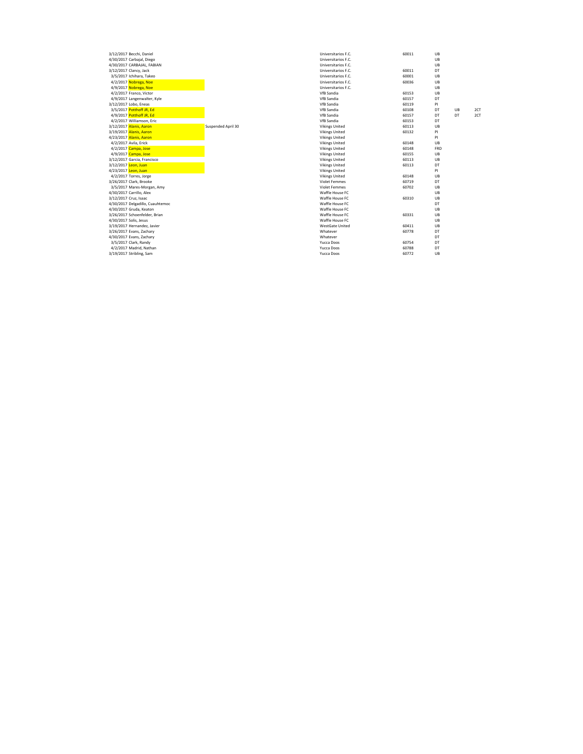| | | | | | | | |
|---|---|---|---|---|---|---|---|
| 3/12/2017 | Becchi, Daniel | | Universitarios F.C. | 60011 | UB | | |
| 4/30/2017 | Carbajal, Diego | | Universitarios F.C. | | UB | | |
| 4/30/2017 | CARBAJAL, FABIAN | | Universitarios F.C. | | UB | | |
| 3/12/2017 | Clancy, Jack | | Universitarios F.C. | 60011 | DT | | |
| 3/5/2017 | Ichihara, Takeo | | Universitarios F.C. | 60001 | UB | | |
| 4/2/2017 | Nobrega, Noe | | Universitarios F.C. | 60036 | UB | | |
| 4/9/2017 | Nobrega, Noe | | Universitarios F.C. | | UB | | |
| 4/2/2017 | Franco, Victor | | VfB Sandia | 60153 | UB | | |
| 4/9/2017 | Langenwalter, Kyle | | VfB Sandia | 60157 | DT | | |
| 3/12/2017 | Lobo, Eneas | | VfB Sandia | 60119 | PI | | |
| 3/5/2017 | Potthoff JR, Ed | | VfB Sandia | 60108 | DT | UB | 2CT |
| 4/9/2017 | Potthoff JR, Ed | | VfB Sandia | 60157 | DT | DT | 2CT |
| 4/2/2017 | Williamson, Eric | | VfB Sandia | 60153 | DT | | |
| 3/12/2017 | Alanis, Aaron | Suspended April 30 | Vikings United | 60113 | UB | | |
| 3/19/2017 | Alanis, Aaron | | Vikings United | 60132 | PI | | |
| 4/23/2017 | Alanis, Aaron | | Vikings United | | PI | | |
| 4/2/2017 | Avila, Erick | | Vikings United | 60148 | UB | | |
| 4/2/2017 | Campa, Jose | | Vikings United | 60148 | FRD | | |
| 4/9/2017 | Campa, Jose | | Vikings United | 60155 | UB | | |
| 3/12/2017 | Garcia, Francisco | | Vikings United | 60113 | UB | | |
| 3/12/2017 | Leon, Juan | | Vikings United | 60113 | DT | | |
| 4/23/2017 | Leon, Juan | | Vikings United | | PI | | |
| 4/2/2017 | Torres, Jorge | | Vikings United | 60148 | UB | | |
| 3/26/2017 | Clark, Brooke | | Violet Femmes | 60719 | DT | | |
| 3/5/2017 | Mares-Morgan, Amy | | Violet Femmes | 60702 | UB | | |
| 4/30/2017 | Carrillo, Alex | | Waffle House FC | | UB | | |
| 3/12/2017 | Cruz, Isaac | | Waffle House FC | 60310 | UB | | |
| 4/30/2017 | Delgadillo, Cuauhtemoc | | Waffle House FC | | DT | | |
| 4/30/2017 | Gruda, Keaton | | Waffle House FC | | UB | | |
| 3/26/2017 | Schoenfelder, Brian | | Waffle House FC | 60331 | UB | | |
| 4/30/2017 | Solis, Jesus | | Waffle House FC | | UB | | |
| 3/19/2017 | Hernandez, Javier | | WestGate United | 60411 | UB | | |
| 3/26/2017 | Evans, Zachary | | Whatever | 60778 | DT | | |
| 4/30/2017 | Evans, Zachary | | Whatever | | DT | | |
| 3/5/2017 | Clark, Randy | | Yucca Doos | 60754 | DT | | |
| 4/2/2017 | Madrid, Nathan | | Yucca Doos | 60788 | DT | | |
| 3/19/2017 | Stribling, Sam | | Yucca Doos | 60772 | UB | | |